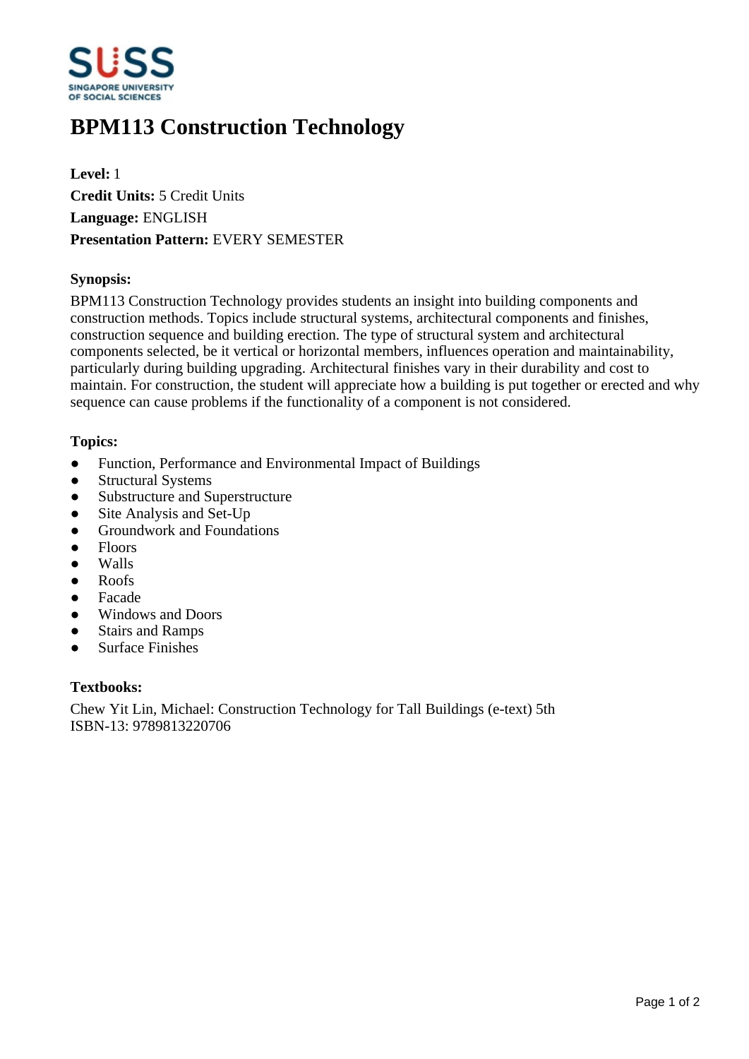# BPM113 Construction Technology

**Level:** 1
**Credit Units:** 5 Credit Units
**Language:** ENGLISH
**Presentation Pattern:** EVERY SEMESTER

### Synopsis:

BPM113 Construction Technology provides students an insight into building components and construction methods. Topics include structural systems, architectural components and finishes, construction sequence and building erection. The type of structural system and architectural components selected, be it vertical or horizontal members, influences operation and maintainability, particularly during building upgrading. Architectural finishes vary in their durability and cost to maintain. For construction, the student will appreciate how a building is put together or erected and why sequence can cause problems if the functionality of a component is not considered.

### Topics:

- Function, Performance and Environmental Impact of Buildings
- Structural Systems
- Substructure and Superstructure
- Site Analysis and Set-Up
- Groundwork and Foundations
- Floors
- Walls
- Roofs
- Facade
- Windows and Doors
- Stairs and Ramps
- Surface Finishes

### Textbooks:

Chew Yit Lin, Michael: Construction Technology for Tall Buildings (e-text) 5th
ISBN-13: 9789813220706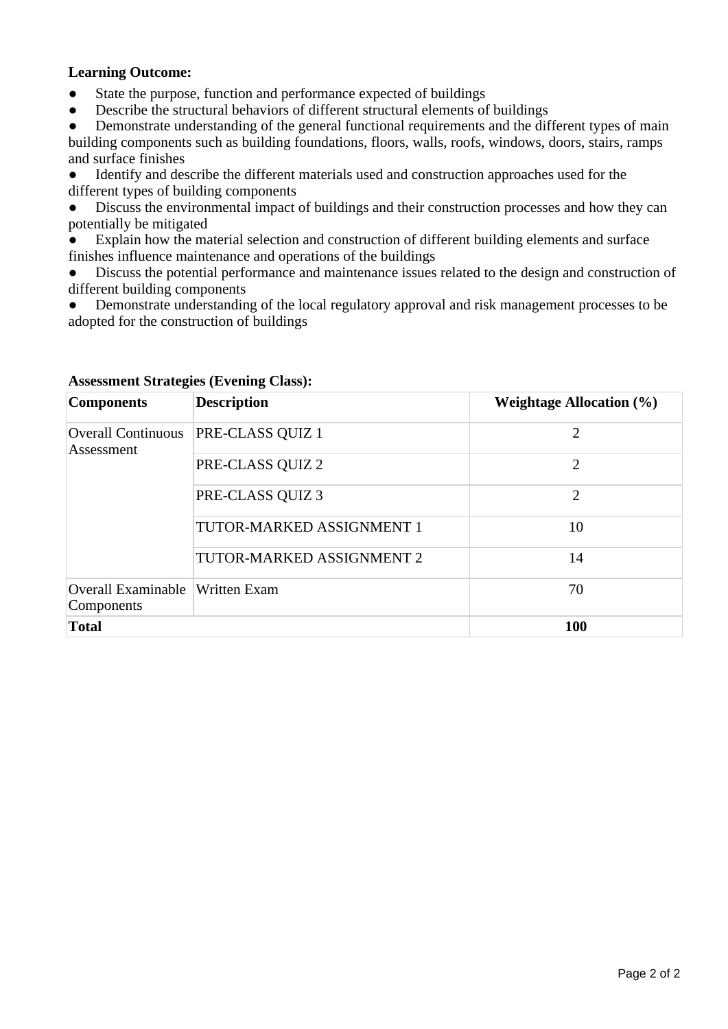**Learning Outcome:**

- State the purpose, function and performance expected of buildings
- Describe the structural behaviors of different structural elements of buildings
- Demonstrate understanding of the general functional requirements and the different types of main building components such as building foundations, floors, walls, roofs, windows, doors, stairs, ramps and surface finishes
- Identify and describe the different materials used and construction approaches used for the different types of building components
- Discuss the environmental impact of buildings and their construction processes and how they can potentially be mitigated
- Explain how the material selection and construction of different building elements and surface finishes influence maintenance and operations of the buildings
- Discuss the potential performance and maintenance issues related to the design and construction of different building components
- Demonstrate understanding of the local regulatory approval and risk management processes to be adopted for the construction of buildings

**Assessment Strategies (Evening Class):**

| Components | Description | Weightage Allocation (%) |
|---|---|---|
| Overall Continuous Assessment | PRE-CLASS QUIZ 1 | 2 |
| | PRE-CLASS QUIZ 2 | 2 |
| | PRE-CLASS QUIZ 3 | 2 |
| | TUTOR-MARKED ASSIGNMENT 1 | 10 |
| | TUTOR-MARKED ASSIGNMENT 2 | 14 |
| Overall Examinable Components | Written Exam | 70 |
| **Total** | | **100** |